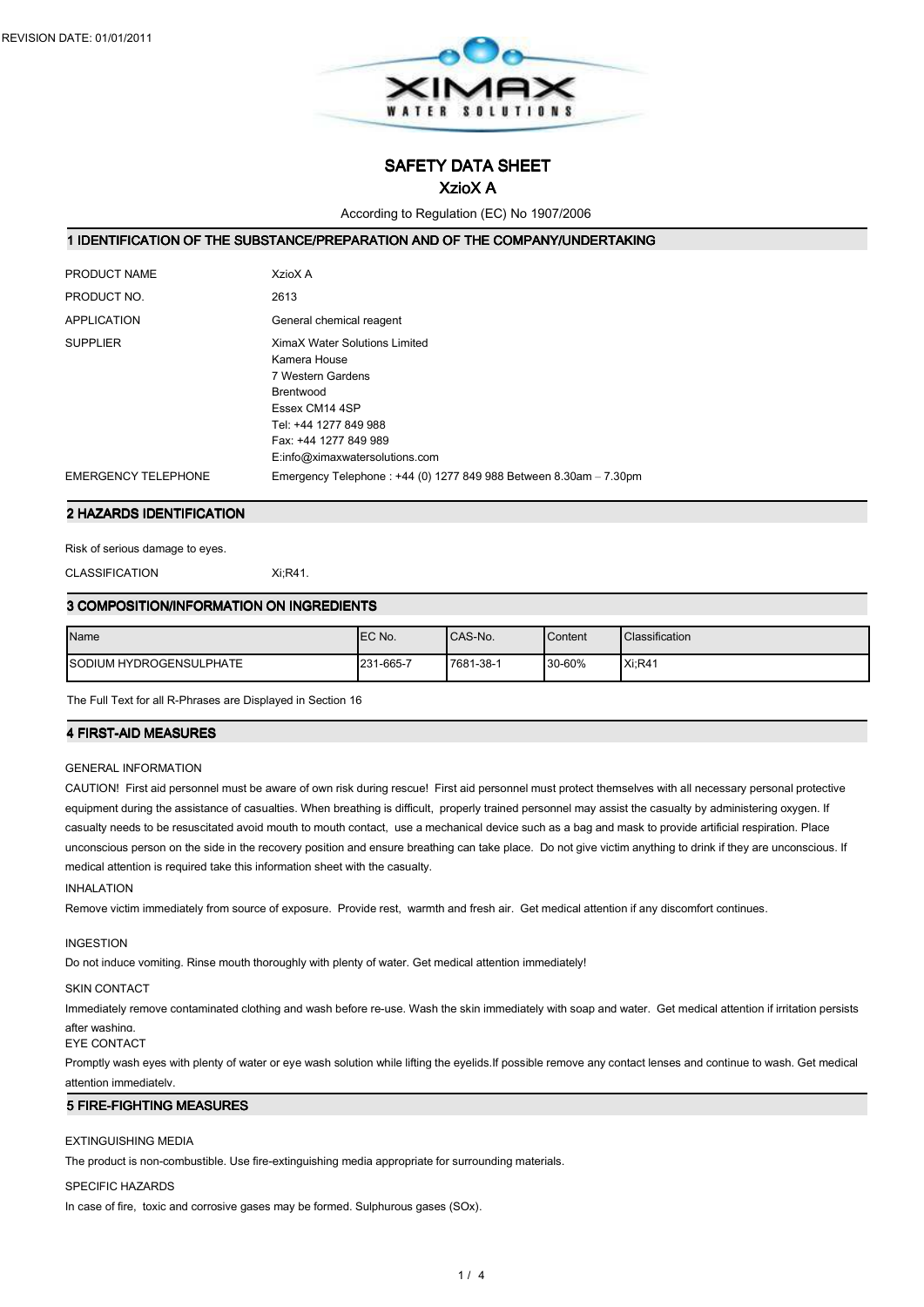REVISION DATE: 01/01/2011

# SAFETY DATA SHEET

## XzioX A

According to Regulation (EC) No 1907/2006

## 1 IDENTIFICATION OF THE SUBSTANCE/PREPARATION AND OF THE COMPANY/UNDERTAKING

PRODUCT NAME: XzioX A

PRODUCT NO.: 2613

APPLICATION: General chemical reagent

SUPPLIER:
XimaX Water Solutions Limited
Kamera House
7 Western Gardens
Brentwood
Essex CM14 4SP
Tel: +44 1277 849 988
Fax: +44 1277 849 989
E:info@ximaxwatersolutions.com

EMERGENCY TELEPHONE: Emergency Telephone : +44 (0) 1277 849 988 Between 8.30am – 7.30pm

## 2 HAZARDS IDENTIFICATION

Risk of serious damage to eyes.

CLASSIFICATION: Xi;R41.

## 3 COMPOSITION/INFORMATION ON INGREDIENTS

| Name | EC No. | CAS-No. | Content | Classification |
|---|---|---|---|---|
| SODIUM HYDROGENSULPHATE | 231-665-7 | 7681-38-1 | 30-60% | Xi;R41 |

The Full Text for all R-Phrases are Displayed in Section 16

## 4 FIRST-AID MEASURES

GENERAL INFORMATION

CAUTION! First aid personnel must be aware of own risk during rescue! First aid personnel must protect themselves with all necessary personal protective equipment during the assistance of casualties. When breathing is difficult, properly trained personnel may assist the casualty by administering oxygen. If casualty needs to be resuscitated avoid mouth to mouth contact, use a mechanical device such as a bag and mask to provide artificial respiration. Place unconscious person on the side in the recovery position and ensure breathing can take place. Do not give victim anything to drink if they are unconscious. If medical attention is required take this information sheet with the casualty.

INHALATION

Remove victim immediately from source of exposure. Provide rest, warmth and fresh air. Get medical attention if any discomfort continues.

INGESTION

Do not induce vomiting. Rinse mouth thoroughly with plenty of water. Get medical attention immediately!

SKIN CONTACT

Immediately remove contaminated clothing and wash before re-use. Wash the skin immediately with soap and water. Get medical attention if irritation persists after washing.

EYE CONTACT

Promptly wash eyes with plenty of water or eye wash solution while lifting the eyelids.If possible remove any contact lenses and continue to wash. Get medical attention immediately.

## 5 FIRE-FIGHTING MEASURES

EXTINGUISHING MEDIA

The product is non-combustible. Use fire-extinguishing media appropriate for surrounding materials.

SPECIFIC HAZARDS

In case of fire, toxic and corrosive gases may be formed. Sulphurous gases (SOx).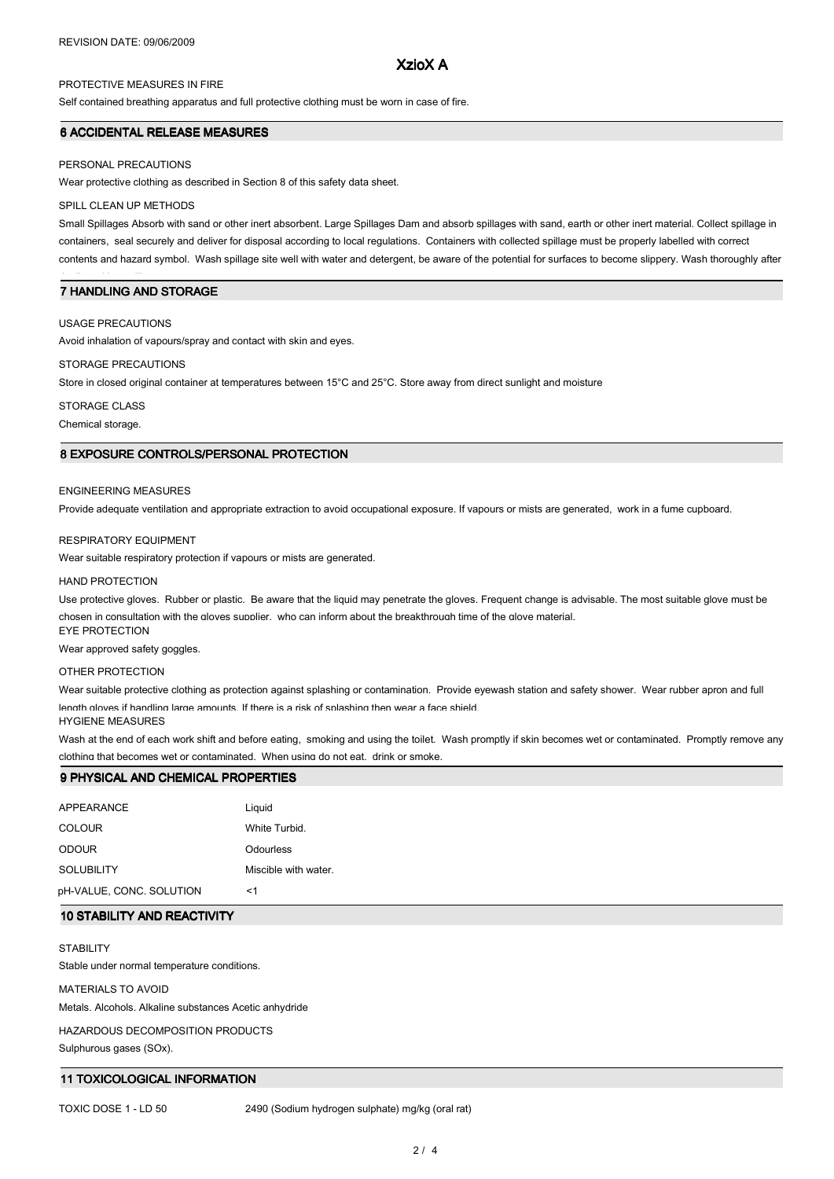# XzioX A

PROTECTIVE MEASURES IN FIRE

Self contained breathing apparatus and full protective clothing must be worn in case of fire.

## 6 ACCIDENTAL RELEASE MEASURES

PERSONAL PRECAUTIONS

Wear protective clothing as described in Section 8 of this safety data sheet.

SPILL CLEAN UP METHODS

Small Spillages Absorb with sand or other inert absorbent. Large Spillages Dam and absorb spillages with sand, earth or other inert material. Collect spillage in containers, seal securely and deliver for disposal according to local regulations. Containers with collected spillage must be properly labelled with correct contents and hazard symbol. Wash spillage site well with water and detergent, be aware of the potential for surfaces to become slippery. Wash thoroughly after

## 7 HANDLING AND STORAGE

USAGE PRECAUTIONS

Avoid inhalation of vapours/spray and contact with skin and eyes.

STORAGE PRECAUTIONS

Store in closed original container at temperatures between 15°C and 25°C. Store away from direct sunlight and moisture

STORAGE CLASS

Chemical storage.

## 8 EXPOSURE CONTROLS/PERSONAL PROTECTION

ENGINEERING MEASURES

Provide adequate ventilation and appropriate extraction to avoid occupational exposure. If vapours or mists are generated, work in a fume cupboard.

RESPIRATORY EQUIPMENT

Wear suitable respiratory protection if vapours or mists are generated.

HAND PROTECTION

Use protective gloves. Rubber or plastic. Be aware that the liquid may penetrate the gloves. Frequent change is advisable. The most suitable glove must be chosen in consultation with the gloves supplier, who can inform about the breakthrough time of the glove material.

EYE PROTECTION

Wear approved safety goggles.

OTHER PROTECTION

Wear suitable protective clothing as protection against splashing or contamination. Provide eyewash station and safety shower. Wear rubber apron and full length gloves if handling large amounts. If there is a risk of splashing then wear a face shield.

HYGIENE MEASURES

Wash at the end of each work shift and before eating, smoking and using the toilet. Wash promptly if skin becomes wet or contaminated. Promptly remove any clothing that becomes wet or contaminated. When using do not eat, drink or smoke.

## 9 PHYSICAL AND CHEMICAL PROPERTIES

| | |
|---|---|
| APPEARANCE | Liquid |
| COLOUR | White Turbid. |
| ODOUR | Odourless |
| SOLUBILITY | Miscible with water. |
| pH-VALUE, CONC. SOLUTION | <1 |

## 10 STABILITY AND REACTIVITY

STABILITY

Stable under normal temperature conditions.

MATERIALS TO AVOID

Metals. Alcohols. Alkaline substances Acetic anhydride

HAZARDOUS DECOMPOSITION PRODUCTS

Sulphurous gases (SOx).

## 11 TOXICOLOGICAL INFORMATION

| | |
|---|---|
| TOXIC DOSE 1 - LD 50 | 2490 (Sodium hydrogen sulphate) mg/kg (oral rat) |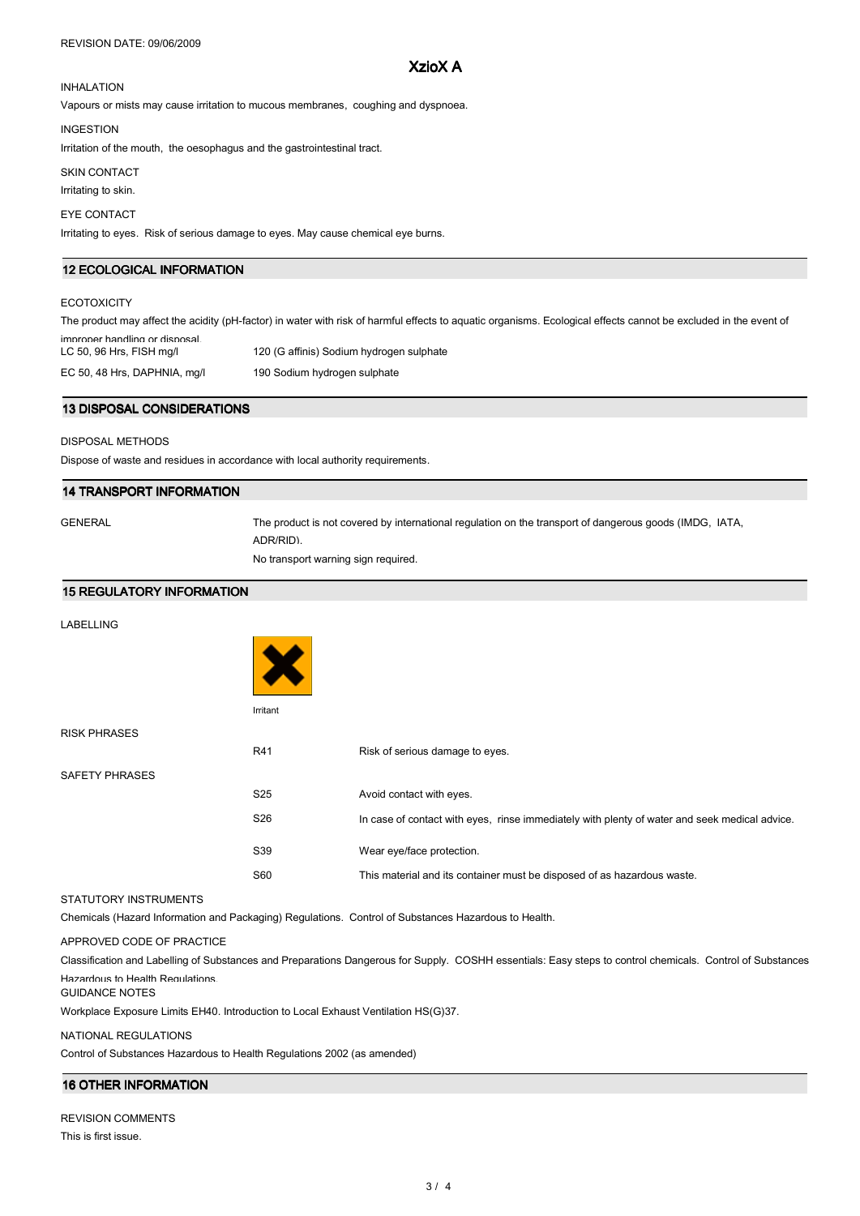INHALATION

Vapours or mists may cause irritation to mucous membranes, coughing and dyspnoea.

INGESTION

Irritation of the mouth, the oesophagus and the gastrointestinal tract.

SKIN CONTACT

Irritating to skin.

EYE CONTACT

Irritating to eyes. Risk of serious damage to eyes. May cause chemical eye burns.

## 12 ECOLOGICAL INFORMATION

ECOTOXICITY

The product may affect the acidity (pH-factor) in water with risk of harmful effects to aquatic organisms. Ecological effects cannot be excluded in the event of improper handling or disposal.

| | |
|---|---|
| LC 50, 96 Hrs, FISH mg/l | 120 (G affinis) Sodium hydrogen sulphate |
| EC 50, 48 Hrs, DAPHNIA, mg/l | 190 Sodium hydrogen sulphate |

## 13 DISPOSAL CONSIDERATIONS

DISPOSAL METHODS

Dispose of waste and residues in accordance with local authority requirements.

## 14 TRANSPORT INFORMATION

GENERAL

The product is not covered by international regulation on the transport of dangerous goods (IMDG, IATA, ADR/RID).

No transport warning sign required.

## 15 REGULATORY INFORMATION

LABELLING

Irritant

RISK PHRASES

| | |
|---|---|
| R41 | Risk of serious damage to eyes. |

SAFETY PHRASES

| | |
|---|---|
| S25 | Avoid contact with eyes. |
| S26 | In case of contact with eyes, rinse immediately with plenty of water and seek medical advice. |
| S39 | Wear eye/face protection. |
| S60 | This material and its container must be disposed of as hazardous waste. |

STATUTORY INSTRUMENTS

Chemicals (Hazard Information and Packaging) Regulations. Control of Substances Hazardous to Health.

APPROVED CODE OF PRACTICE

Classification and Labelling of Substances and Preparations Dangerous for Supply. COSHH essentials: Easy steps to control chemicals. Control of Substances Hazardous to Health Regulations.

GUIDANCE NOTES

Workplace Exposure Limits EH40. Introduction to Local Exhaust Ventilation HS(G)37.

NATIONAL REGULATIONS

Control of Substances Hazardous to Health Regulations 2002 (as amended)

## 16 OTHER INFORMATION

REVISION COMMENTS

This is first issue.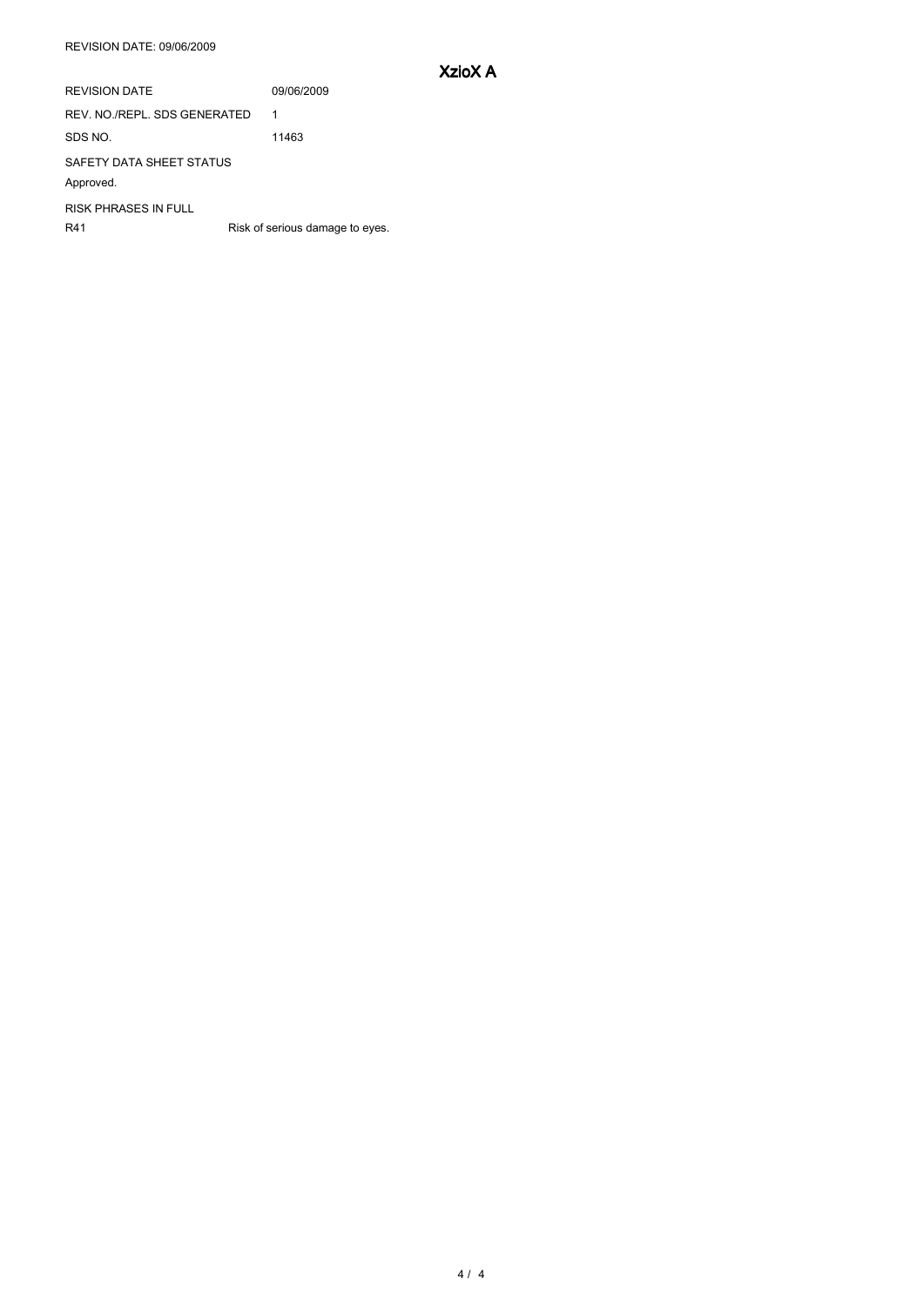# XzioX A

| | |
|---|---|
| REVISION DATE | 09/06/2009 |
| REV. NO./REPL. SDS GENERATED | 1 |
| SDS NO. | 11463 |

SAFETY DATA SHEET STATUS

Approved.

RISK PHRASES IN FULL

| | |
|---|---|
| R41 | Risk of serious damage to eyes. |